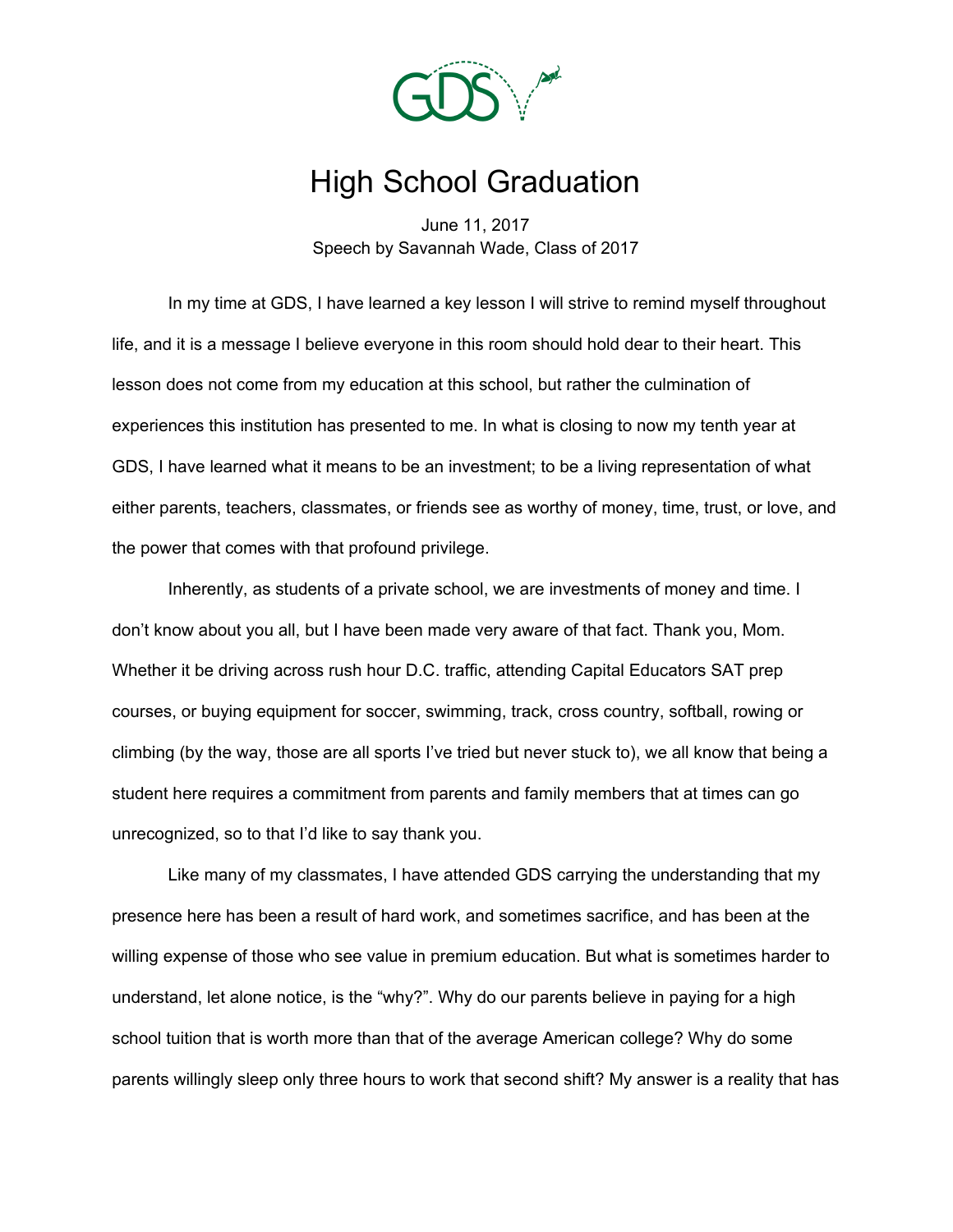GDS

# High School Graduation

June 11, 2017
Speech by Savannah Wade, Class of 2017

In my time at GDS, I have learned a key lesson I will strive to remind myself throughout life, and it is a message I believe everyone in this room should hold dear to their heart. This lesson does not come from my education at this school, but rather the culmination of experiences this institution has presented to me. In what is closing to now my tenth year at GDS, I have learned what it means to be an investment; to be a living representation of what either parents, teachers, classmates, or friends see as worthy of money, time, trust, or love, and the power that comes with that profound privilege.

Inherently, as students of a private school, we are investments of money and time. I don't know about you all, but I have been made very aware of that fact. Thank you, Mom. Whether it be driving across rush hour D.C. traffic, attending Capital Educators SAT prep courses, or buying equipment for soccer, swimming, track, cross country, softball, rowing or climbing (by the way, those are all sports I've tried but never stuck to), we all know that being a student here requires a commitment from parents and family members that at times can go unrecognized, so to that I'd like to say thank you.

Like many of my classmates, I have attended GDS carrying the understanding that my presence here has been a result of hard work, and sometimes sacrifice, and has been at the willing expense of those who see value in premium education. But what is sometimes harder to understand, let alone notice, is the "why?". Why do our parents believe in paying for a high school tuition that is worth more than that of the average American college? Why do some parents willingly sleep only three hours to work that second shift? My answer is a reality that has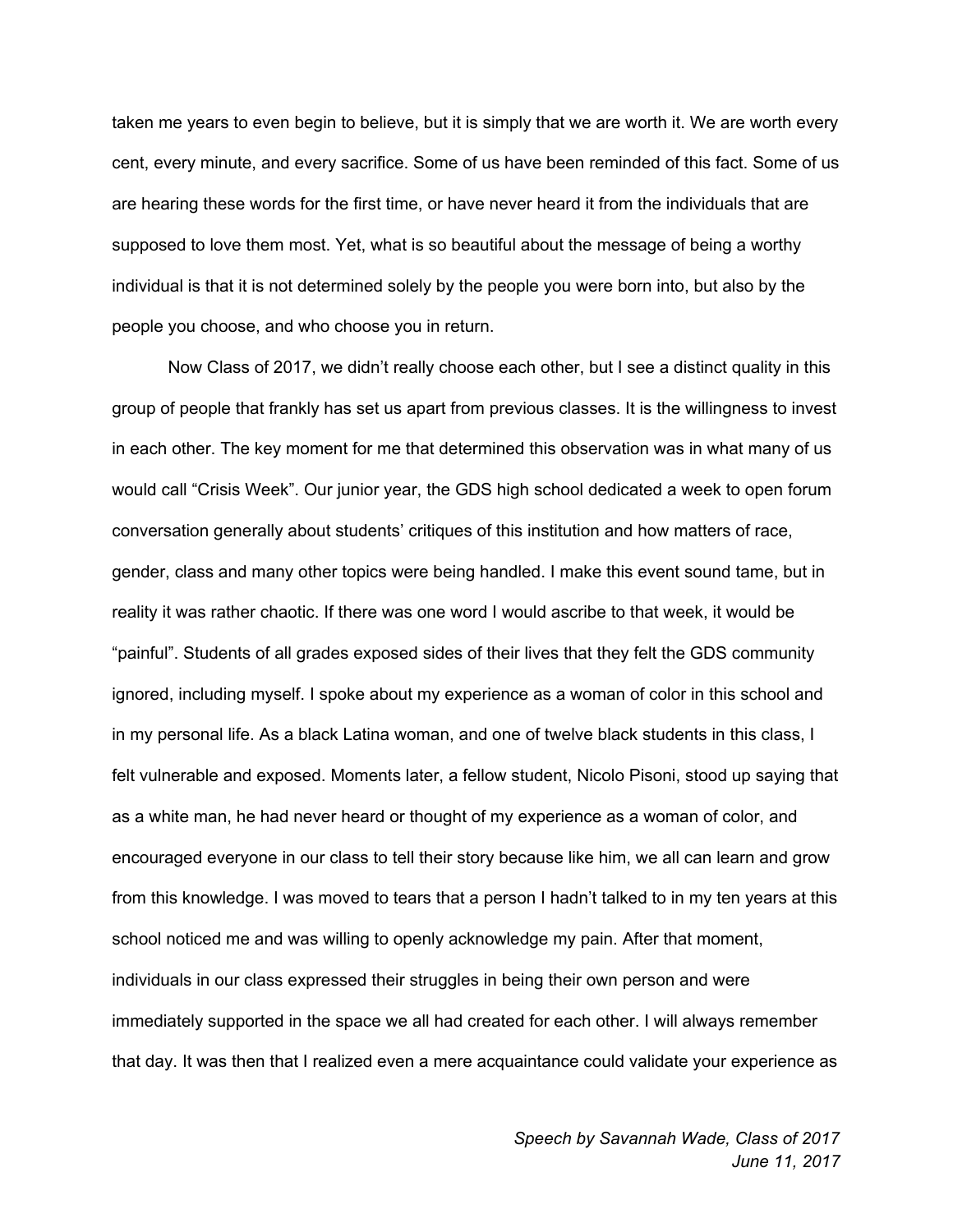taken me years to even begin to believe, but it is simply that we are worth it. We are worth every cent, every minute, and every sacrifice. Some of us have been reminded of this fact. Some of us are hearing these words for the first time, or have never heard it from the individuals that are supposed to love them most. Yet, what is so beautiful about the message of being a worthy individual is that it is not determined solely by the people you were born into, but also by the people you choose, and who choose you in return.

Now Class of 2017, we didn't really choose each other, but I see a distinct quality in this group of people that frankly has set us apart from previous classes. It is the willingness to invest in each other. The key moment for me that determined this observation was in what many of us would call "Crisis Week". Our junior year, the GDS high school dedicated a week to open forum conversation generally about students' critiques of this institution and how matters of race, gender, class and many other topics were being handled. I make this event sound tame, but in reality it was rather chaotic. If there was one word I would ascribe to that week, it would be "painful". Students of all grades exposed sides of their lives that they felt the GDS community ignored, including myself. I spoke about my experience as a woman of color in this school and in my personal life. As a black Latina woman, and one of twelve black students in this class, I felt vulnerable and exposed. Moments later, a fellow student, Nicolo Pisoni, stood up saying that as a white man, he had never heard or thought of my experience as a woman of color, and encouraged everyone in our class to tell their story because like him, we all can learn and grow from this knowledge. I was moved to tears that a person I hadn't talked to in my ten years at this school noticed me and was willing to openly acknowledge my pain. After that moment, individuals in our class expressed their struggles in being their own person and were immediately supported in the space we all had created for each other. I will always remember that day. It was then that I realized even a mere acquaintance could validate your experience as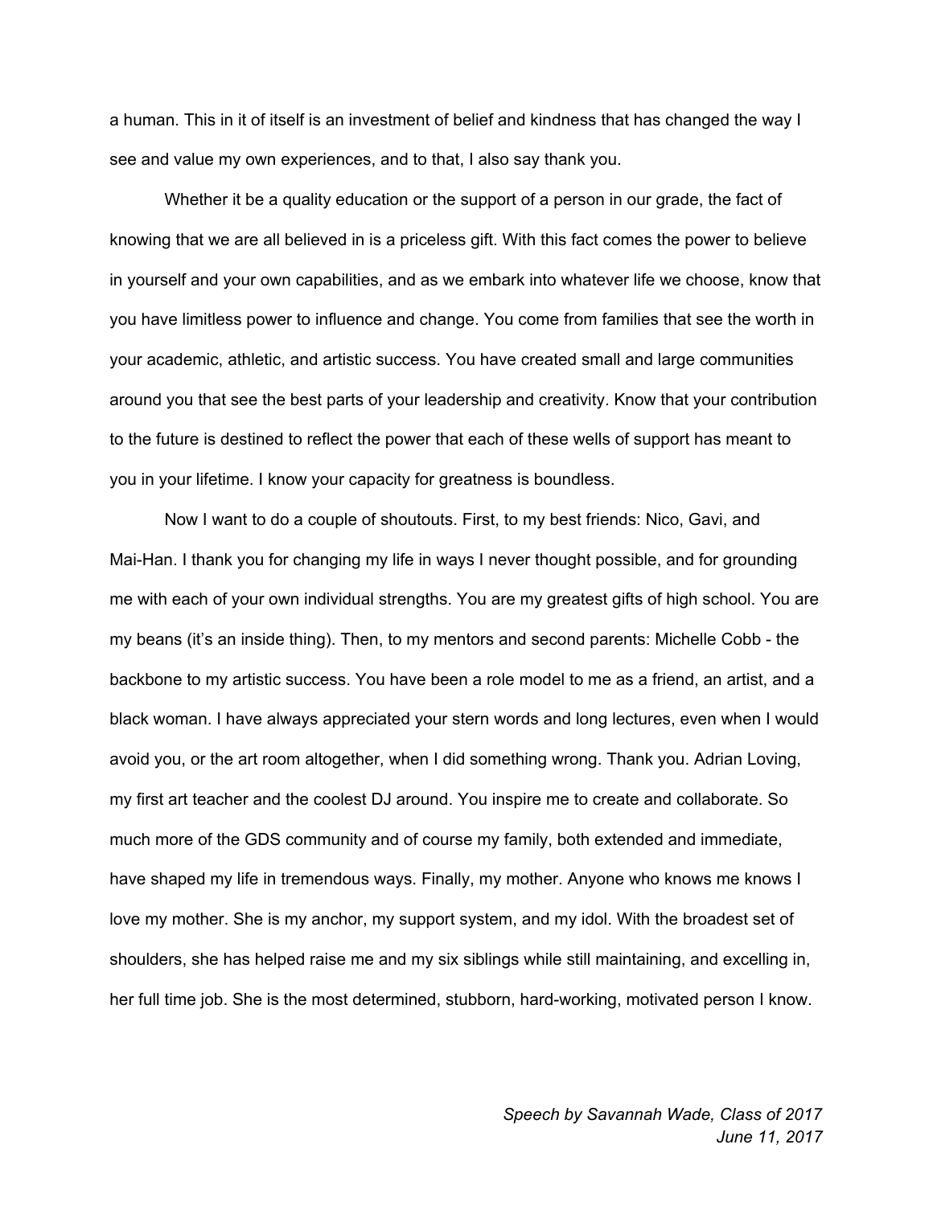a human. This in it of itself is an investment of belief and kindness that has changed the way I see and value my own experiences, and to that, I also say thank you.

Whether it be a quality education or the support of a person in our grade, the fact of knowing that we are all believed in is a priceless gift. With this fact comes the power to believe in yourself and your own capabilities, and as we embark into whatever life we choose, know that you have limitless power to influence and change. You come from families that see the worth in your academic, athletic, and artistic success. You have created small and large communities around you that see the best parts of your leadership and creativity. Know that your contribution to the future is destined to reflect the power that each of these wells of support has meant to you in your lifetime. I know your capacity for greatness is boundless.

Now I want to do a couple of shoutouts. First, to my best friends: Nico, Gavi, and Mai-Han. I thank you for changing my life in ways I never thought possible, and for grounding me with each of your own individual strengths. You are my greatest gifts of high school. You are my beans (it's an inside thing). Then, to my mentors and second parents: Michelle Cobb - the backbone to my artistic success. You have been a role model to me as a friend, an artist, and a black woman. I have always appreciated your stern words and long lectures, even when I would avoid you, or the art room altogether, when I did something wrong. Thank you. Adrian Loving, my first art teacher and the coolest DJ around. You inspire me to create and collaborate. So much more of the GDS community and of course my family, both extended and immediate, have shaped my life in tremendous ways. Finally, my mother. Anyone who knows me knows I love my mother. She is my anchor, my support system, and my idol. With the broadest set of shoulders, she has helped raise me and my six siblings while still maintaining, and excelling in, her full time job. She is the most determined, stubborn, hard-working, motivated person I know.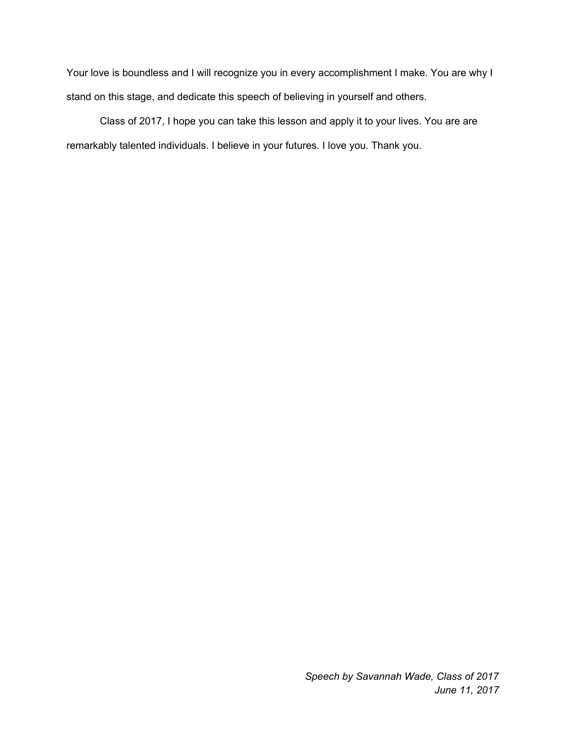Your love is boundless and I will recognize you in every accomplishment I make. You are why I stand on this stage, and dedicate this speech of believing in yourself and others.

Class of 2017, I hope you can take this lesson and apply it to your lives. You are are remarkably talented individuals. I believe in your futures. I love you. Thank you.

*Speech by Savannah Wade, Class of 2017*
*June 11, 2017*